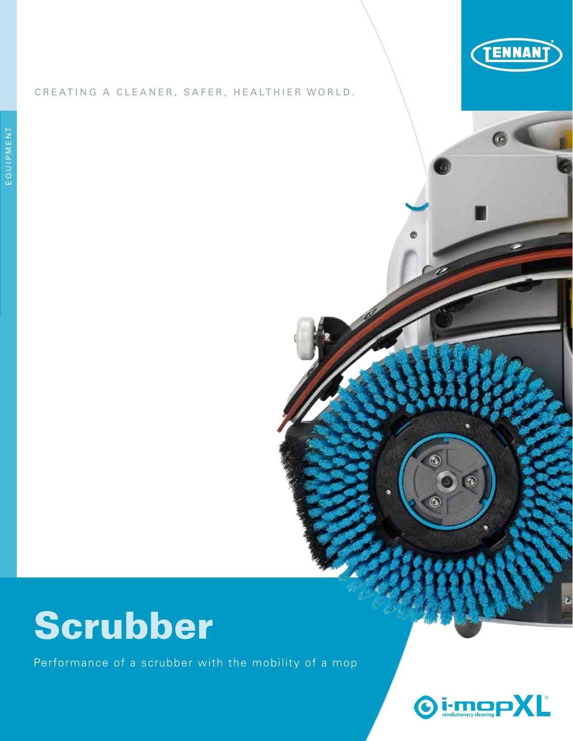TENNANT

CREATING A CLEANER, SAFER, HEALTHIER WORLD.

EQUIPMENT

# Scrubber

Performance of a scrubber with the mobility of a mop

i-mopXL revolutionary cleaning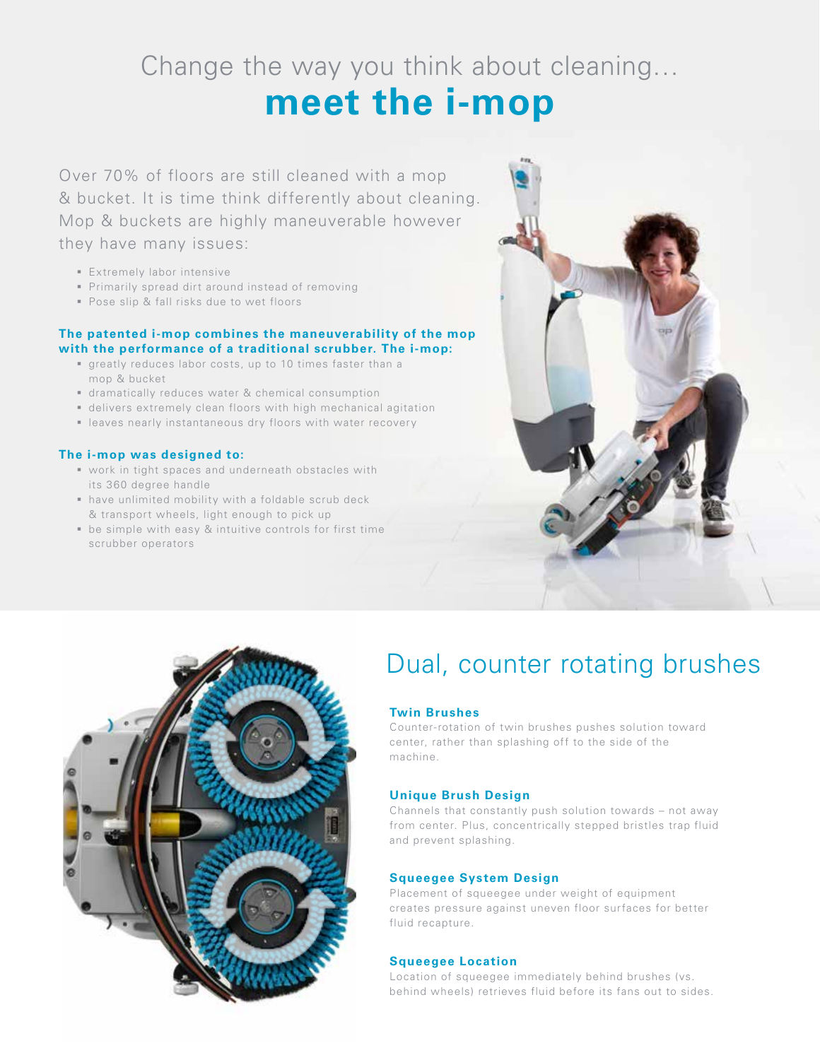# Change the way you think about cleaning... meet the i-mop

Over 70% of floors are still cleaned with a mop & bucket. It is time think differently about cleaning. Mop & buckets are highly maneuverable however they have many issues:

- Extremely labor intensive
- Primarily spread dirt around instead of removing
- Pose slip & fall risks due to wet floors

**The patented i-mop combines the maneuverability of the mop with the performance of a traditional scrubber. The i-mop:**

- greatly reduces labor costs, up to 10 times faster than a mop & bucket
- dramatically reduces water & chemical consumption
- delivers extremely clean floors with high mechanical agitation
- leaves nearly instantaneous dry floors with water recovery

**The i-mop was designed to:**

- work in tight spaces and underneath obstacles with its 360 degree handle
- have unlimited mobility with a foldable scrub deck & transport wheels, light enough to pick up
- be simple with easy & intuitive controls for first time scrubber operators

## Dual, counter rotating brushes

**Twin Brushes**

Counter-rotation of twin brushes pushes solution toward center, rather than splashing off to the side of the machine.

**Unique Brush Design**

Channels that constantly push solution towards – not away from center. Plus, concentrically stepped bristles trap fluid and prevent splashing.

**Squeegee System Design**

Placement of squeegee under weight of equipment creates pressure against uneven floor surfaces for better fluid recapture.

**Squeegee Location**

Location of squeegee immediately behind brushes (vs. behind wheels) retrieves fluid before its fans out to sides.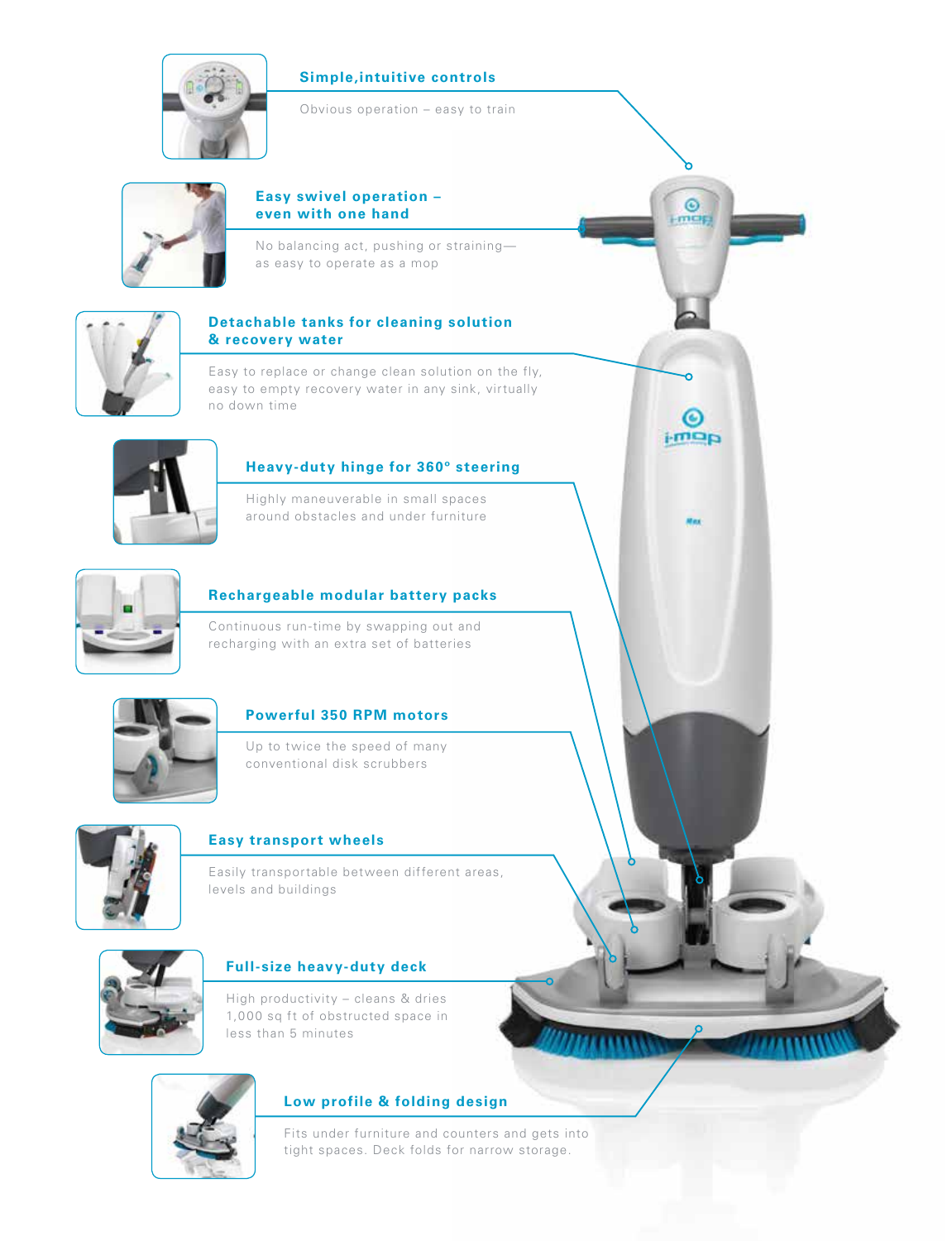### Simple, intuitive controls

Obvious operation – easy to train

### Easy swivel operation – even with one hand

No balancing act, pushing or straining—as easy to operate as a mop

### Detachable tanks for cleaning solution & recovery water

Easy to replace or change clean solution on the fly, easy to empty recovery water in any sink, virtually no down time

### Heavy-duty hinge for 360° steering

Highly maneuverable in small spaces around obstacles and under furniture

### Rechargeable modular battery packs

Continuous run-time by swapping out and recharging with an extra set of batteries

### Powerful 350 RPM motors

Up to twice the speed of many conventional disk scrubbers

### Easy transport wheels

Easily transportable between different areas, levels and buildings

### Full-size heavy-duty deck

High productivity – cleans & dries 1,000 sq ft of obstructed space in less than 5 minutes

### Low profile & folding design

Fits under furniture and counters and gets into tight spaces. Deck folds for narrow storage.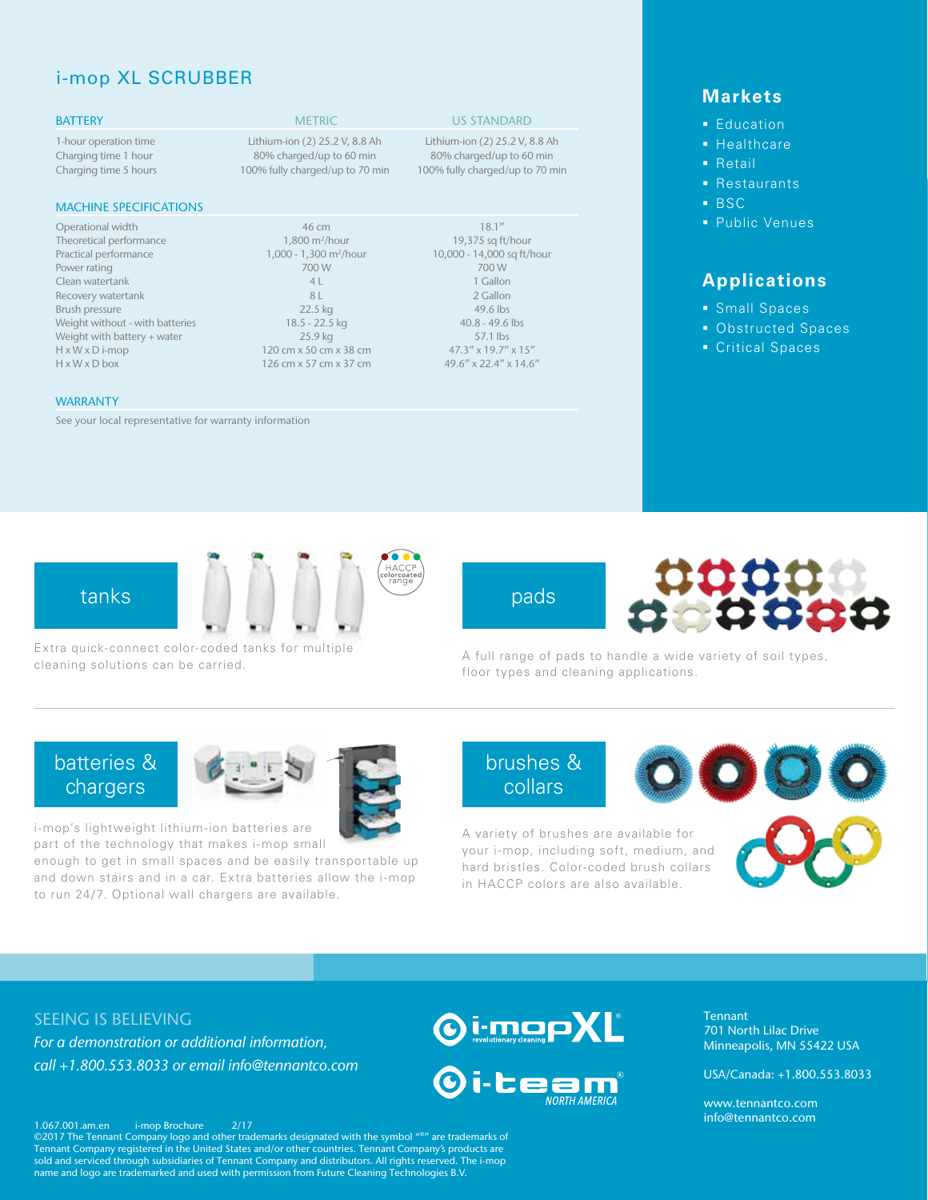# i-mop XL SCRUBBER

| BATTERY | METRIC | US STANDARD |
|---|---|---|
| 1-hour operation time | Lithium-ion (2) 25.2 V, 8.8 Ah | Lithium-ion (2) 25.2 V, 8.8 Ah |
| Charging time 1 hour | 80% charged/up to 60 min | 80% charged/up to 60 min |
| Charging time 5 hours | 100% fully charged/up to 70 min | 100% fully charged/up to 70 min |

| MACHINE SPECIFICATIONS | | |
|---|---|---|
| Operational width | 46 cm | 18.1" |
| Theoretical performance | 1,800 m²/hour | 19,375 sq ft/hour |
| Practical performance | 1,000 - 1,300 m²/hour | 10,000 - 14,000 sq ft/hour |
| Power rating | 700 W | 700 W |
| Clean watertank | 4 L | 1 Gallon |
| Recovery watertank | 8 L | 2 Gallon |
| Brush pressure | 22.5 kg | 49.6 lbs |
| Weight without - with batteries | 18.5 - 22.5 kg | 40.8 - 49.6 lbs |
| Weight with battery + water | 25.9 kg | 57.1 lbs |
| H x W x D i-mop | 120 cm x 50 cm x 38 cm | 47.3" x 19.7" x 15" |
| H x W x D box | 126 cm x 57 cm x 37 cm | 49.6" x 22.4" x 14.6" |

### WARRANTY

See your local representative for warranty information

## Markets

- Education
- Healthcare
- Retail
- Restaurants
- BSC
- Public Venues

## Applications

- Small Spaces
- Obstructed Spaces
- Critical Spaces

## tanks

HACCP colorcoated range

Extra quick-connect color-coded tanks for multiple cleaning solutions can be carried.

## pads

A full range of pads to handle a wide variety of soil types, floor types and cleaning applications.

## batteries & chargers

i-mop's lightweight lithium-ion batteries are part of the technology that makes i-mop small enough to get in small spaces and be easily transportable up and down stairs and in a car. Extra batteries allow the i-mop to run 24/7. Optional wall chargers are available.

## brushes & collars

A variety of brushes are available for your i-mop, including soft, medium, and hard bristles. Color-coded brush collars in HACCP colors are also available.

### SEEING IS BELIEVING

*For a demonstration or additional information, call +1.800.553.8033 or email info@tennantco.com*

i-mopXL® revolutionary cleaning

i-team® NORTH AMERICA

Tennant
701 North Lilac Drive
Minneapolis, MN 55422 USA

USA/Canada: +1.800.553.8033

www.tennantco.com
info@tennantco.com

1.067.001.am.en i-mop Brochure 2/17
©2017 The Tennant Company logo and other trademarks designated with the symbol "®" are trademarks of Tennant Company registered in the United States and/or other countries. Tennant Company's products are sold and serviced through subsidiaries of Tennant Company and distributors. All rights reserved. The i-mop name and logo are trademarked and used with permission from Future Cleaning Technologies B.V.